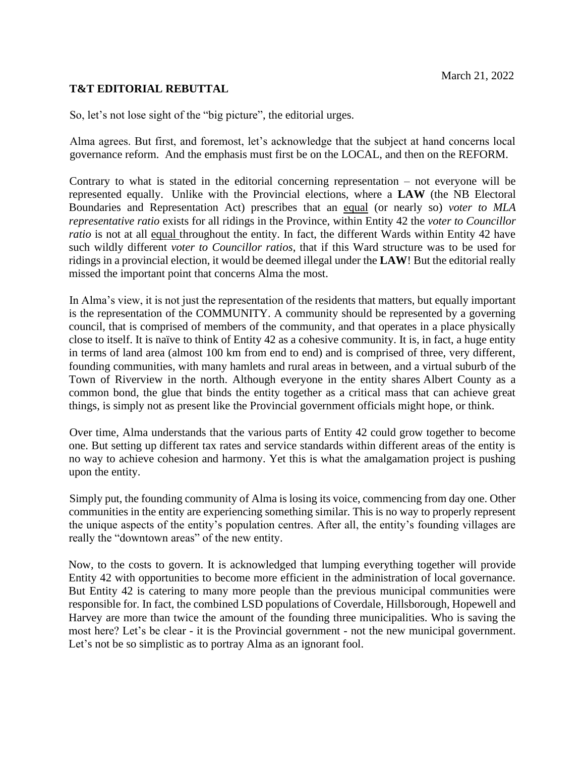March 21, 2022

**T&T EDITORIAL REBUTTAL**

So, let's not lose sight of the "big picture", the editorial urges.

Alma agrees. But first, and foremost, let's acknowledge that the subject at hand concerns local governance reform. And the emphasis must first be on the LOCAL, and then on the REFORM.

Contrary to what is stated in the editorial concerning representation – not everyone will be represented equally. Unlike with the Provincial elections, where a **LAW** (the NB Electoral Boundaries and Representation Act) prescribes that an <u>equal</u> (or nearly so) *voter to MLA representative ratio* exists for all ridings in the Province, within Entity 42 the *voter to Councillor ratio* is not at all <u>equal</u> throughout the entity. In fact, the different Wards within Entity 42 have such wildly different *voter to Councillor ratios*, that if this Ward structure was to be used for ridings in a provincial election, it would be deemed illegal under the **LAW**! But the editorial really missed the important point that concerns Alma the most.

In Alma's view, it is not just the representation of the residents that matters, but equally important is the representation of the COMMUNITY. A community should be represented by a governing council, that is comprised of members of the community, and that operates in a place physically close to itself. It is naïve to think of Entity 42 as a cohesive community. It is, in fact, a huge entity in terms of land area (almost 100 km from end to end) and is comprised of three, very different, founding communities, with many hamlets and rural areas in between, and a virtual suburb of the Town of Riverview in the north. Although everyone in the entity shares Albert County as a common bond, the glue that binds the entity together as a critical mass that can achieve great things, is simply not as present like the Provincial government officials might hope, or think.

Over time, Alma understands that the various parts of Entity 42 could grow together to become one. But setting up different tax rates and service standards within different areas of the entity is no way to achieve cohesion and harmony. Yet this is what the amalgamation project is pushing upon the entity.

Simply put, the founding community of Alma is losing its voice, commencing from day one. Other communities in the entity are experiencing something similar. This is no way to properly represent the unique aspects of the entity's population centres. After all, the entity's founding villages are really the "downtown areas" of the new entity.

Now, to the costs to govern. It is acknowledged that lumping everything together will provide Entity 42 with opportunities to become more efficient in the administration of local governance. But Entity 42 is catering to many more people than the previous municipal communities were responsible for. In fact, the combined LSD populations of Coverdale, Hillsborough, Hopewell and Harvey are more than twice the amount of the founding three municipalities. Who is saving the most here? Let's be clear - it is the Provincial government - not the new municipal government. Let's not be so simplistic as to portray Alma as an ignorant fool.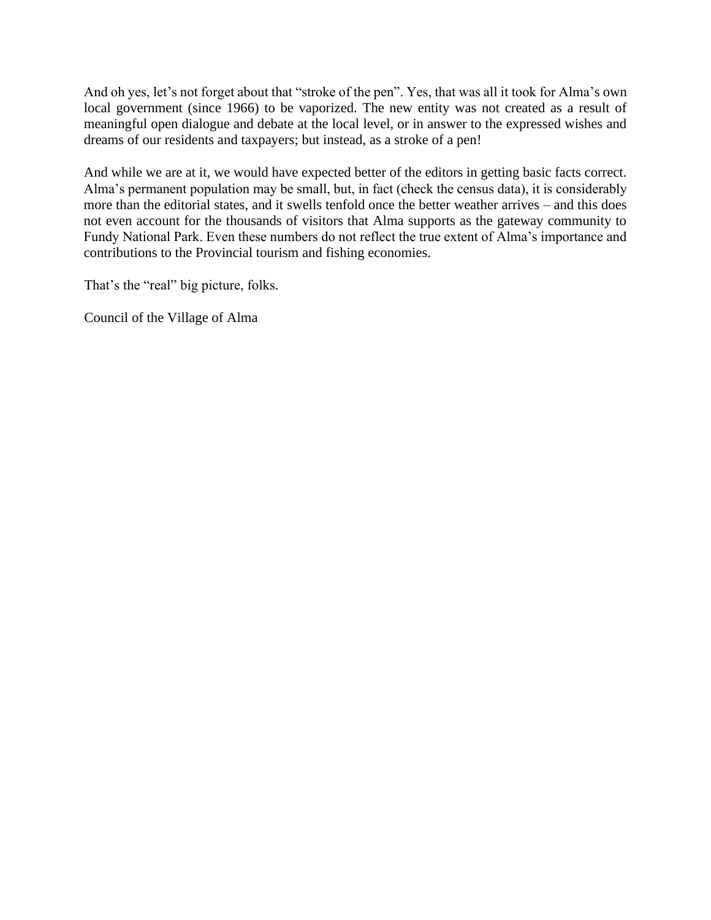And oh yes, let’s not forget about that “stroke of the pen”. Yes, that was all it took for Alma’s own local government (since 1966) to be vaporized. The new entity was not created as a result of meaningful open dialogue and debate at the local level, or in answer to the expressed wishes and dreams of our residents and taxpayers; but instead, as a stroke of a pen!

And while we are at it, we would have expected better of the editors in getting basic facts correct. Alma’s permanent population may be small, but, in fact (check the census data), it is considerably more than the editorial states, and it swells tenfold once the better weather arrives – and this does not even account for the thousands of visitors that Alma supports as the gateway community to Fundy National Park. Even these numbers do not reflect the true extent of Alma’s importance and contributions to the Provincial tourism and fishing economies.

That’s the “real” big picture, folks.

Council of the Village of Alma